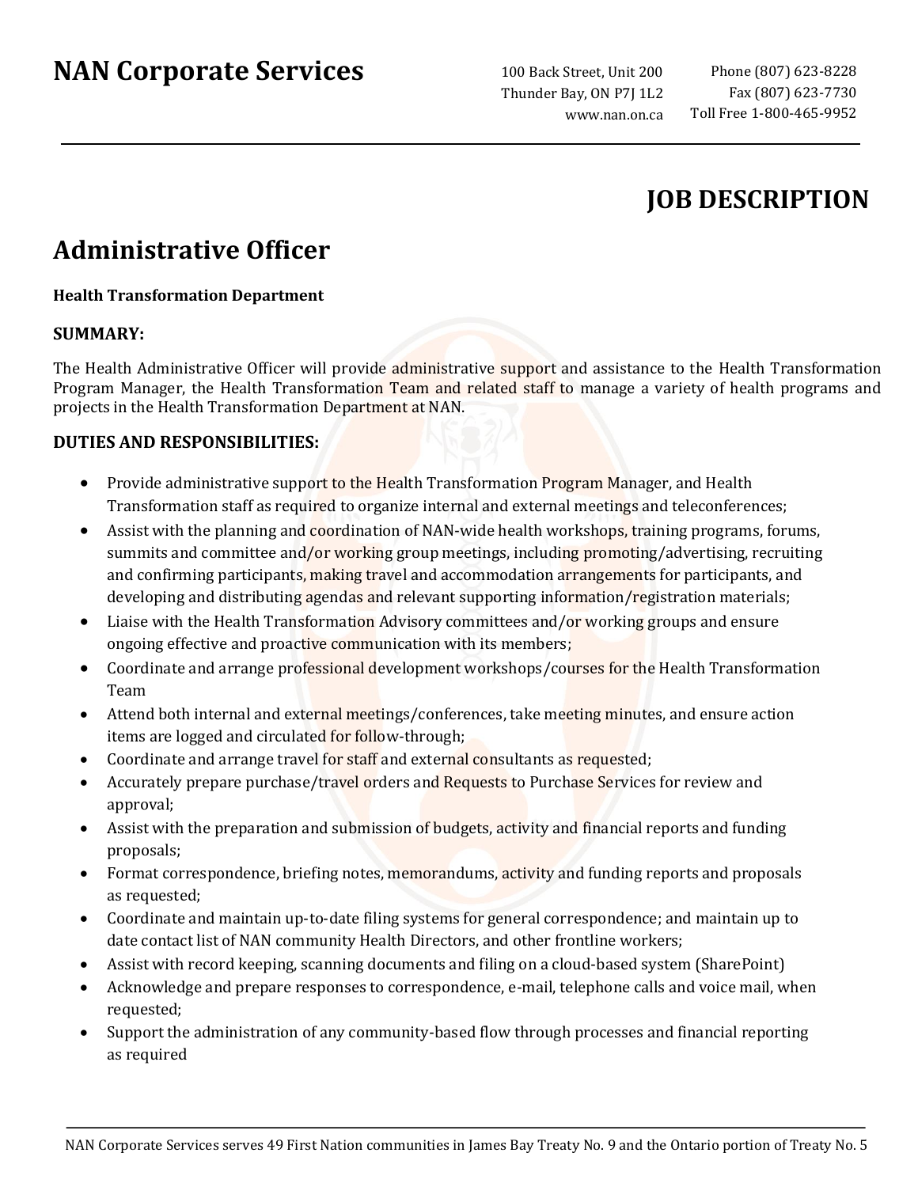# NAN Corporate Services

100 Back Street, Unit 200
Thunder Bay, ON P7J 1L2
www.nan.on.ca

Phone (807) 623-8228
Fax (807) 623-7730
Toll Free 1-800-465-9952

## JOB DESCRIPTION

## Administrative Officer

**Health Transformation Department**

### SUMMARY:

The Health Administrative Officer will provide administrative support and assistance to the Health Transformation Program Manager, the Health Transformation Team and related staff to manage a variety of health programs and projects in the Health Transformation Department at NAN.

### DUTIES AND RESPONSIBILITIES:

- Provide administrative support to the Health Transformation Program Manager, and Health Transformation staff as required to organize internal and external meetings and teleconferences;
- Assist with the planning and coordination of NAN-wide health workshops, training programs, forums, summits and committee and/or working group meetings, including promoting/advertising, recruiting and confirming participants, making travel and accommodation arrangements for participants, and developing and distributing agendas and relevant supporting information/registration materials;
- Liaise with the Health Transformation Advisory committees and/or working groups and ensure ongoing effective and proactive communication with its members;
- Coordinate and arrange professional development workshops/courses for the Health Transformation Team
- Attend both internal and external meetings/conferences, take meeting minutes, and ensure action items are logged and circulated for follow-through;
- Coordinate and arrange travel for staff and external consultants as requested;
- Accurately prepare purchase/travel orders and Requests to Purchase Services for review and approval;
- Assist with the preparation and submission of budgets, activity and financial reports and funding proposals;
- Format correspondence, briefing notes, memorandums, activity and funding reports and proposals as requested;
- Coordinate and maintain up-to-date filing systems for general correspondence; and maintain up to date contact list of NAN community Health Directors, and other frontline workers;
- Assist with record keeping, scanning documents and filing on a cloud-based system (SharePoint)
- Acknowledge and prepare responses to correspondence, e-mail, telephone calls and voice mail, when requested;
- Support the administration of any community-based flow through processes and financial reporting as required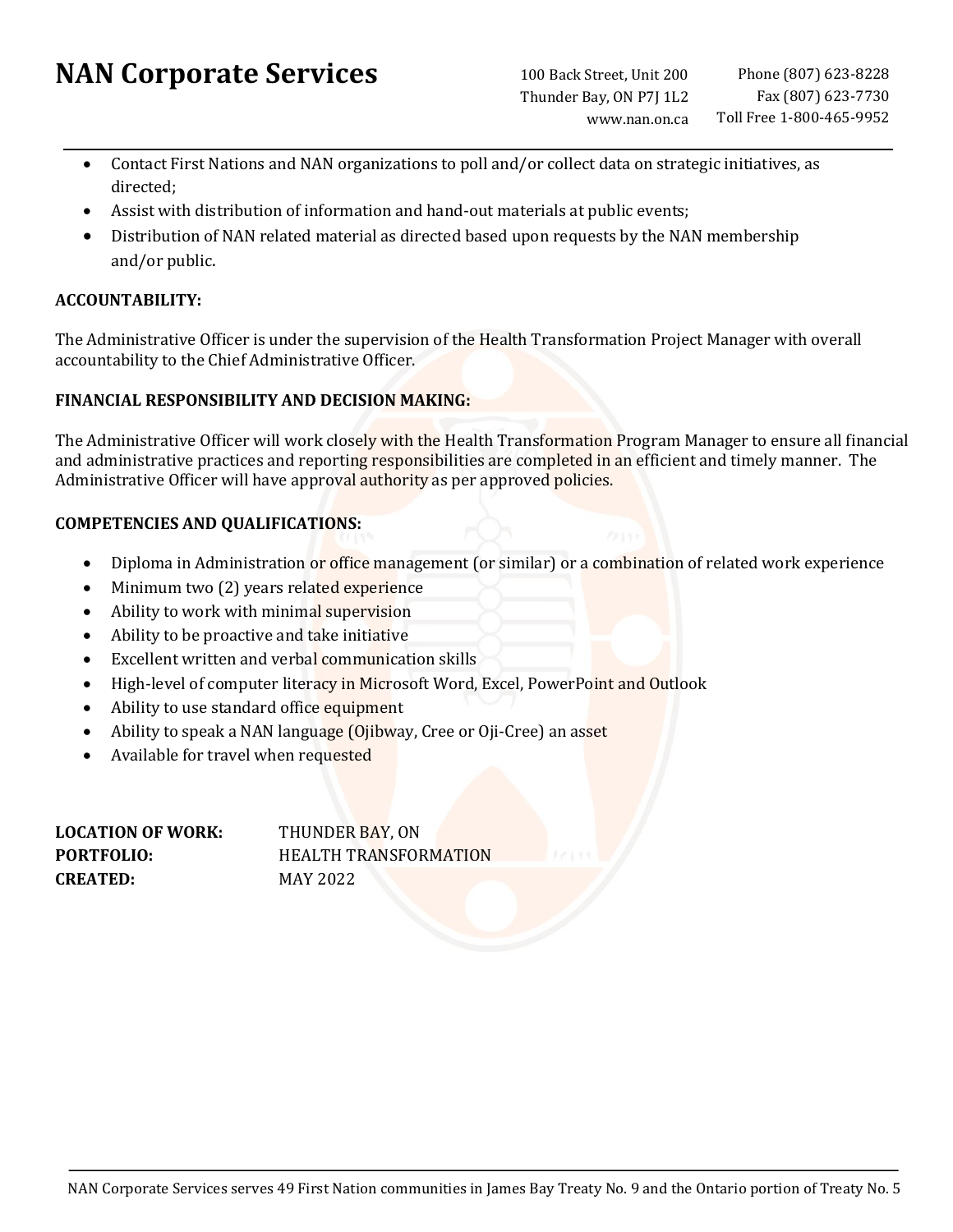- Contact First Nations and NAN organizations to poll and/or collect data on strategic initiatives, as directed;
- Assist with distribution of information and hand-out materials at public events;
- Distribution of NAN related material as directed based upon requests by the NAN membership and/or public.

**ACCOUNTABILITY:**

The Administrative Officer is under the supervision of the Health Transformation Project Manager with overall accountability to the Chief Administrative Officer.

**FINANCIAL RESPONSIBILITY AND DECISION MAKING:**

The Administrative Officer will work closely with the Health Transformation Program Manager to ensure all financial and administrative practices and reporting responsibilities are completed in an efficient and timely manner. The Administrative Officer will have approval authority as per approved policies.

**COMPETENCIES AND QUALIFICATIONS:**

- Diploma in Administration or office management (or similar) or a combination of related work experience
- Minimum two (2) years related experience
- Ability to work with minimal supervision
- Ability to be proactive and take initiative
- Excellent written and verbal communication skills
- High-level of computer literacy in Microsoft Word, Excel, PowerPoint and Outlook
- Ability to use standard office equipment
- Ability to speak a NAN language (Ojibway, Cree or Oji-Cree) an asset
- Available for travel when requested

**LOCATION OF WORK:** THUNDER BAY, ON
**PORTFOLIO:** HEALTH TRANSFORMATION
**CREATED:** MAY 2022